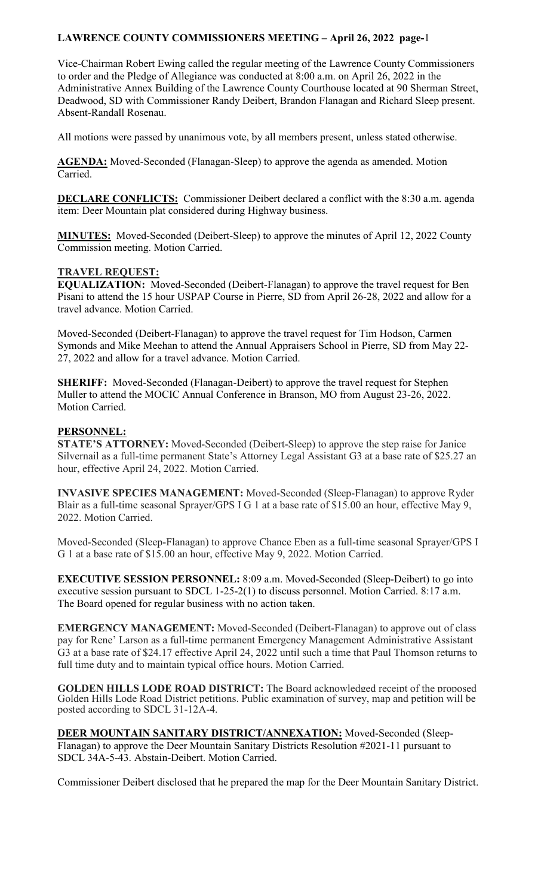**LAWRENCE COUNTY COMMISSIONERS MEETING – April 26, 2022**

Vice-Chairman Robert Ewing called the regular meeting of the Lawrence County Commissioners to order and the Pledge of Allegiance was conducted at 8:00 a.m. on April 26, 2022 in the Administrative Annex Building of the Lawrence County Courthouse located at 90 Sherman Street, Deadwood, SD with Commissioner Randy Deibert, Brandon Flanagan and Richard Sleep present. Absent-Randall Rosenau.

All motions were passed by unanimous vote, by all members present, unless stated otherwise.

**AGENDA:** Moved-Seconded (Flanagan-Sleep) to approve the agenda as amended. Motion Carried.

**DECLARE CONFLICTS:** Commissioner Deibert declared a conflict with the 8:30 a.m. agenda item: Deer Mountain plat considered during Highway business.

**MINUTES:** Moved-Seconded (Deibert-Sleep) to approve the minutes of April 12, 2022 County Commission meeting. Motion Carried.

**TRAVEL REQUEST:**

**EQUALIZATION:** Moved-Seconded (Deibert-Flanagan) to approve the travel request for Ben Pisani to attend the 15 hour USPAP Course in Pierre, SD from April 26-28, 2022 and allow for a travel advance. Motion Carried.

Moved-Seconded (Deibert-Flanagan) to approve the travel request for Tim Hodson, Carmen Symonds and Mike Meehan to attend the Annual Appraisers School in Pierre, SD from May 22-27, 2022 and allow for a travel advance. Motion Carried.

**SHERIFF:** Moved-Seconded (Flanagan-Deibert) to approve the travel request for Stephen Muller to attend the MOCIC Annual Conference in Branson, MO from August 23-26, 2022. Motion Carried.

**PERSONNEL:**

**STATE'S ATTORNEY:** Moved-Seconded (Deibert-Sleep) to approve the step raise for Janice Silvernail as a full-time permanent State's Attorney Legal Assistant G3 at a base rate of $25.27 an hour, effective April 24, 2022. Motion Carried.

**INVASIVE SPECIES MANAGEMENT:** Moved-Seconded (Sleep-Flanagan) to approve Ryder Blair as a full-time seasonal Sprayer/GPS I G 1 at a base rate of $15.00 an hour, effective May 9, 2022. Motion Carried.

Moved-Seconded (Sleep-Flanagan) to approve Chance Eben as a full-time seasonal Sprayer/GPS I G 1 at a base rate of $15.00 an hour, effective May 9, 2022. Motion Carried.

**EXECUTIVE SESSION PERSONNEL:** 8:09 a.m. Moved-Seconded (Sleep-Deibert) to go into executive session pursuant to SDCL 1-25-2(1) to discuss personnel. Motion Carried. 8:17 a.m. The Board opened for regular business with no action taken.

**EMERGENCY MANAGEMENT:** Moved-Seconded (Deibert-Flanagan) to approve out of class pay for Rene' Larson as a full-time permanent Emergency Management Administrative Assistant G3 at a base rate of $24.17 effective April 24, 2022 until such a time that Paul Thomson returns to full time duty and to maintain typical office hours. Motion Carried.

**GOLDEN HILLS LODE ROAD DISTRICT:** The Board acknowledged receipt of the proposed Golden Hills Lode Road District petitions. Public examination of survey, map and petition will be posted according to SDCL 31-12A-4.

**DEER MOUNTAIN SANITARY DISTRICT/ANNEXATION:** Moved-Seconded (Sleep-Flanagan) to approve the Deer Mountain Sanitary Districts Resolution #2021-11 pursuant to SDCL 34A-5-43. Abstain-Deibert. Motion Carried.

Commissioner Deibert disclosed that he prepared the map for the Deer Mountain Sanitary District.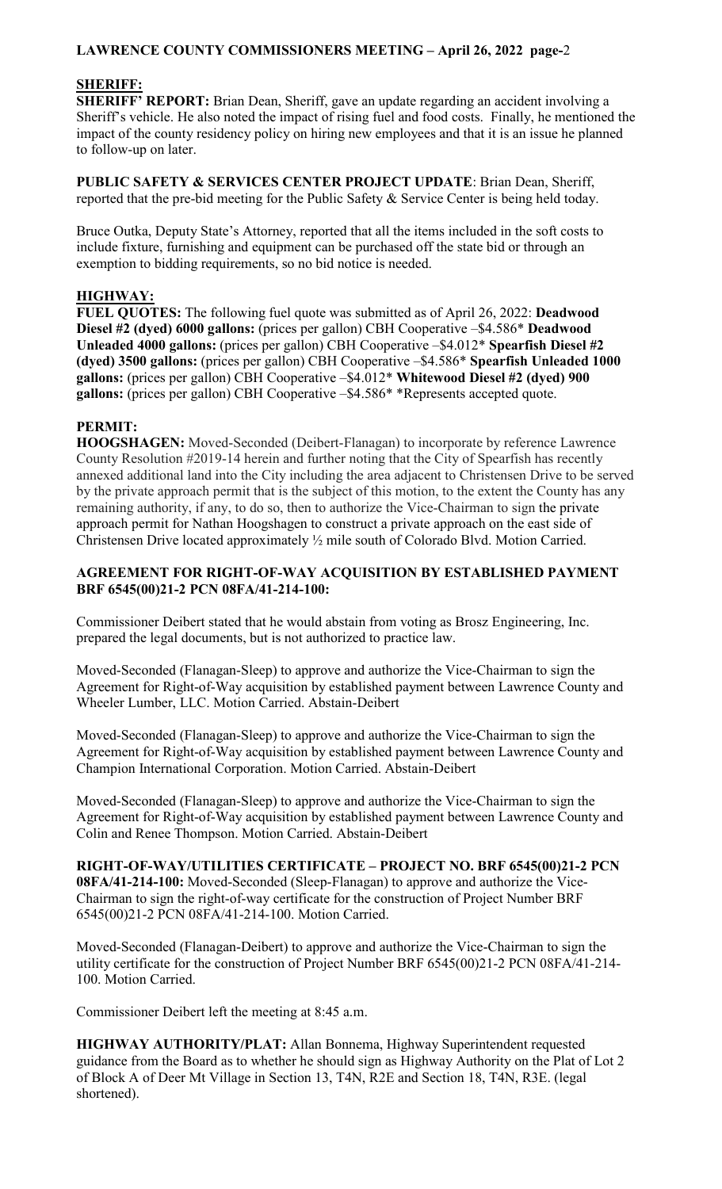**SHERIFF:**

**SHERIFF' REPORT:** Brian Dean, Sheriff, gave an update regarding an accident involving a Sheriff's vehicle. He also noted the impact of rising fuel and food costs. Finally, he mentioned the impact of the county residency policy on hiring new employees and that it is an issue he planned to follow-up on later.

**PUBLIC SAFETY & SERVICES CENTER PROJECT UPDATE**: Brian Dean, Sheriff, reported that the pre-bid meeting for the Public Safety & Service Center is being held today.

Bruce Outka, Deputy State's Attorney, reported that all the items included in the soft costs to include fixture, furnishing and equipment can be purchased off the state bid or through an exemption to bidding requirements, so no bid notice is needed.

**HIGHWAY:**

**FUEL QUOTES:** The following fuel quote was submitted as of April 26, 2022: **Deadwood Diesel #2 (dyed) 6000 gallons:** (prices per gallon) CBH Cooperative –$4.586* **Deadwood Unleaded 4000 gallons:** (prices per gallon) CBH Cooperative –$4.012* **Spearfish Diesel #2 (dyed) 3500 gallons:** (prices per gallon) CBH Cooperative –$4.586* **Spearfish Unleaded 1000 gallons:** (prices per gallon) CBH Cooperative –$4.012* **Whitewood Diesel #2 (dyed) 900 gallons:** (prices per gallon) CBH Cooperative –$4.586* *Represents accepted quote.

**PERMIT:**

**HOOGSHAGEN:** Moved-Seconded (Deibert-Flanagan) to incorporate by reference Lawrence County Resolution #2019-14 herein and further noting that the City of Spearfish has recently annexed additional land into the City including the area adjacent to Christensen Drive to be served by the private approach permit that is the subject of this motion, to the extent the County has any remaining authority, if any, to do so, then to authorize the Vice-Chairman to sign the private approach permit for Nathan Hoogshagen to construct a private approach on the east side of Christensen Drive located approximately ½ mile south of Colorado Blvd. Motion Carried.

**AGREEMENT FOR RIGHT-OF-WAY ACQUISITION BY ESTABLISHED PAYMENT BRF 6545(00)21-2 PCN 08FA/41-214-100:**

Commissioner Deibert stated that he would abstain from voting as Brosz Engineering, Inc. prepared the legal documents, but is not authorized to practice law.

Moved-Seconded (Flanagan-Sleep) to approve and authorize the Vice-Chairman to sign the Agreement for Right-of-Way acquisition by established payment between Lawrence County and Wheeler Lumber, LLC. Motion Carried. Abstain-Deibert

Moved-Seconded (Flanagan-Sleep) to approve and authorize the Vice-Chairman to sign the Agreement for Right-of-Way acquisition by established payment between Lawrence County and Champion International Corporation. Motion Carried. Abstain-Deibert

Moved-Seconded (Flanagan-Sleep) to approve and authorize the Vice-Chairman to sign the Agreement for Right-of-Way acquisition by established payment between Lawrence County and Colin and Renee Thompson. Motion Carried. Abstain-Deibert

**RIGHT-OF-WAY/UTILITIES CERTIFICATE – PROJECT NO. BRF 6545(00)21-2 PCN 08FA/41-214-100:** Moved-Seconded (Sleep-Flanagan) to approve and authorize the Vice-Chairman to sign the right-of-way certificate for the construction of Project Number BRF 6545(00)21-2 PCN 08FA/41-214-100. Motion Carried.

Moved-Seconded (Flanagan-Deibert) to approve and authorize the Vice-Chairman to sign the utility certificate for the construction of Project Number BRF 6545(00)21-2 PCN 08FA/41-214-100. Motion Carried.

Commissioner Deibert left the meeting at 8:45 a.m.

**HIGHWAY AUTHORITY/PLAT:** Allan Bonnema, Highway Superintendent requested guidance from the Board as to whether he should sign as Highway Authority on the Plat of Lot 2 of Block A of Deer Mt Village in Section 13, T4N, R2E and Section 18, T4N, R3E. (legal shortened).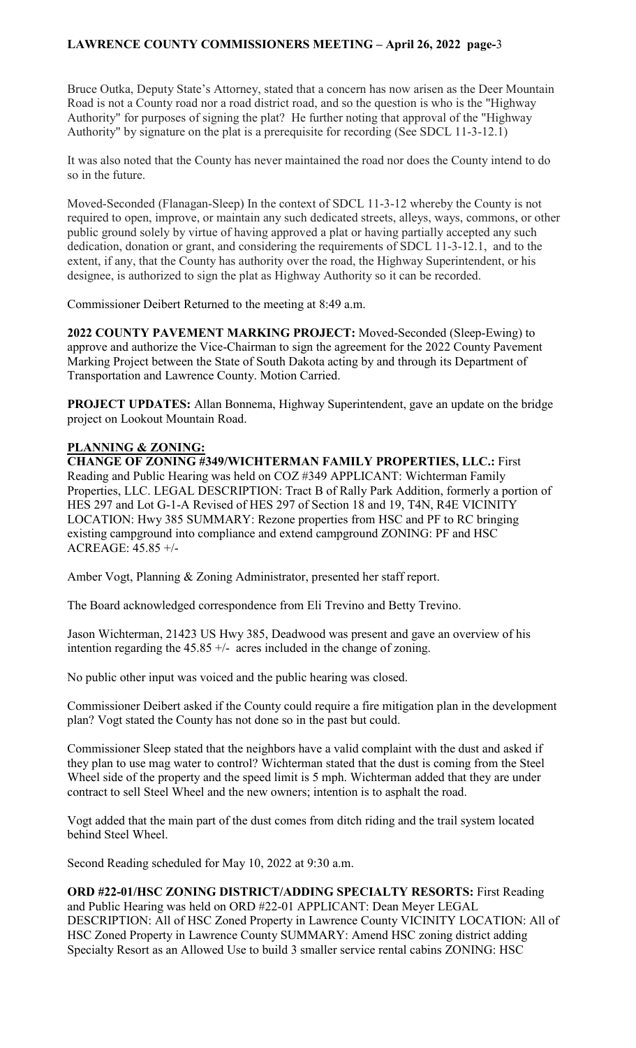Bruce Outka, Deputy State's Attorney, stated that a concern has now arisen as the Deer Mountain Road is not a County road nor a road district road, and so the question is who is the "Highway Authority" for purposes of signing the plat? He further noting that approval of the "Highway Authority" by signature on the plat is a prerequisite for recording (See SDCL 11-3-12.1)

It was also noted that the County has never maintained the road nor does the County intend to do so in the future.

Moved-Seconded (Flanagan-Sleep) In the context of SDCL 11-3-12 whereby the County is not required to open, improve, or maintain any such dedicated streets, alleys, ways, commons, or other public ground solely by virtue of having approved a plat or having partially accepted any such dedication, donation or grant, and considering the requirements of SDCL 11-3-12.1, and to the extent, if any, that the County has authority over the road, the Highway Superintendent, or his designee, is authorized to sign the plat as Highway Authority so it can be recorded.

Commissioner Deibert Returned to the meeting at 8:49 a.m.

**2022 COUNTY PAVEMENT MARKING PROJECT:** Moved-Seconded (Sleep-Ewing) to approve and authorize the Vice-Chairman to sign the agreement for the 2022 County Pavement Marking Project between the State of South Dakota acting by and through its Department of Transportation and Lawrence County. Motion Carried.

**PROJECT UPDATES:** Allan Bonnema, Highway Superintendent, gave an update on the bridge project on Lookout Mountain Road.

**PLANNING & ZONING:**

**CHANGE OF ZONING #349/WICHTERMAN FAMILY PROPERTIES, LLC.:** First Reading and Public Hearing was held on COZ #349 APPLICANT: Wichterman Family Properties, LLC. LEGAL DESCRIPTION: Tract B of Rally Park Addition, formerly a portion of HES 297 and Lot G-1-A Revised of HES 297 of Section 18 and 19, T4N, R4E VICINITY LOCATION: Hwy 385 SUMMARY: Rezone properties from HSC and PF to RC bringing existing campground into compliance and extend campground ZONING: PF and HSC ACREAGE: 45.85 +/-

Amber Vogt, Planning & Zoning Administrator, presented her staff report.

The Board acknowledged correspondence from Eli Trevino and Betty Trevino.

Jason Wichterman, 21423 US Hwy 385, Deadwood was present and gave an overview of his intention regarding the 45.85 +/- acres included in the change of zoning.

No public other input was voiced and the public hearing was closed.

Commissioner Deibert asked if the County could require a fire mitigation plan in the development plan? Vogt stated the County has not done so in the past but could.

Commissioner Sleep stated that the neighbors have a valid complaint with the dust and asked if they plan to use mag water to control? Wichterman stated that the dust is coming from the Steel Wheel side of the property and the speed limit is 5 mph. Wichterman added that they are under contract to sell Steel Wheel and the new owners; intention is to asphalt the road.

Vogt added that the main part of the dust comes from ditch riding and the trail system located behind Steel Wheel.

Second Reading scheduled for May 10, 2022 at 9:30 a.m.

**ORD #22-01/HSC ZONING DISTRICT/ADDING SPECIALTY RESORTS:** First Reading and Public Hearing was held on ORD #22-01 APPLICANT: Dean Meyer LEGAL DESCRIPTION: All of HSC Zoned Property in Lawrence County VICINITY LOCATION: All of HSC Zoned Property in Lawrence County SUMMARY: Amend HSC zoning district adding Specialty Resort as an Allowed Use to build 3 smaller service rental cabins ZONING: HSC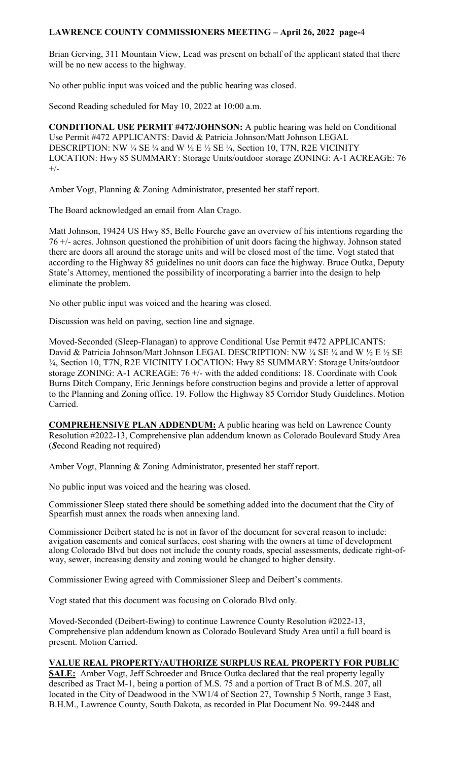Brian Gerving, 311 Mountain View, Lead was present on behalf of the applicant stated that there will be no new access to the highway.

No other public input was voiced and the public hearing was closed.

Second Reading scheduled for May 10, 2022 at 10:00 a.m.

**CONDITIONAL USE PERMIT #472/JOHNSON:** A public hearing was held on Conditional Use Permit #472 APPLICANTS: David & Patricia Johnson/Matt Johnson LEGAL DESCRIPTION: NW ¼ SE ¼ and W ½ E ½ SE ¼, Section 10, T7N, R2E VICINITY LOCATION: Hwy 85 SUMMARY: Storage Units/outdoor storage ZONING: A-1 ACREAGE: 76 +/-

Amber Vogt, Planning & Zoning Administrator, presented her staff report.

The Board acknowledged an email from Alan Crago.

Matt Johnson, 19424 US Hwy 85, Belle Fourche gave an overview of his intentions regarding the 76 +/- acres. Johnson questioned the prohibition of unit doors facing the highway. Johnson stated there are doors all around the storage units and will be closed most of the time. Vogt stated that according to the Highway 85 guidelines no unit doors can face the highway. Bruce Outka, Deputy State's Attorney, mentioned the possibility of incorporating a barrier into the design to help eliminate the problem.

No other public input was voiced and the hearing was closed.

Discussion was held on paving, section line and signage.

Moved-Seconded (Sleep-Flanagan) to approve Conditional Use Permit #472 APPLICANTS: David & Patricia Johnson/Matt Johnson LEGAL DESCRIPTION: NW ¼ SE ¼ and W ½ E ½ SE ¼, Section 10, T7N, R2E VICINITY LOCATION: Hwy 85 SUMMARY: Storage Units/outdoor storage ZONING: A-1 ACREAGE: 76 +/- with the added conditions: 18. Coordinate with Cook Burns Ditch Company, Eric Jennings before construction begins and provide a letter of approval to the Planning and Zoning office. 19. Follow the Highway 85 Corridor Study Guidelines. Motion Carried.

**COMPREHENSIVE PLAN ADDENDUM:** A public hearing was held on Lawrence County Resolution #2022-13, Comprehensive plan addendum known as Colorado Boulevard Study Area (***S***econd Reading not required)

Amber Vogt, Planning & Zoning Administrator, presented her staff report.

No public input was voiced and the hearing was closed.

Commissioner Sleep stated there should be something added into the document that the City of Spearfish must annex the roads when annexing land.

Commissioner Deibert stated he is not in favor of the document for several reason to include: avigation easements and conical surfaces, cost sharing with the owners at time of development along Colorado Blvd but does not include the county roads, special assessments, dedicate right-of-way, sewer, increasing density and zoning would be changed to higher density.

Commissioner Ewing agreed with Commissioner Sleep and Deibert's comments.

Vogt stated that this document was focusing on Colorado Blvd only.

Moved-Seconded (Deibert-Ewing) to continue Lawrence County Resolution #2022-13, Comprehensive plan addendum known as Colorado Boulevard Study Area until a full board is present. Motion Carried.

**VALUE REAL PROPERTY/AUTHORIZE SURPLUS REAL PROPERTY FOR PUBLIC SALE:** Amber Vogt, Jeff Schroeder and Bruce Outka declared that the real property legally described as Tract M-1, being a portion of M.S. 75 and a portion of Tract B of M.S. 207, all located in the City of Deadwood in the NW1/4 of Section 27, Township 5 North, range 3 East, B.H.M., Lawrence County, South Dakota, as recorded in Plat Document No. 99-2448 and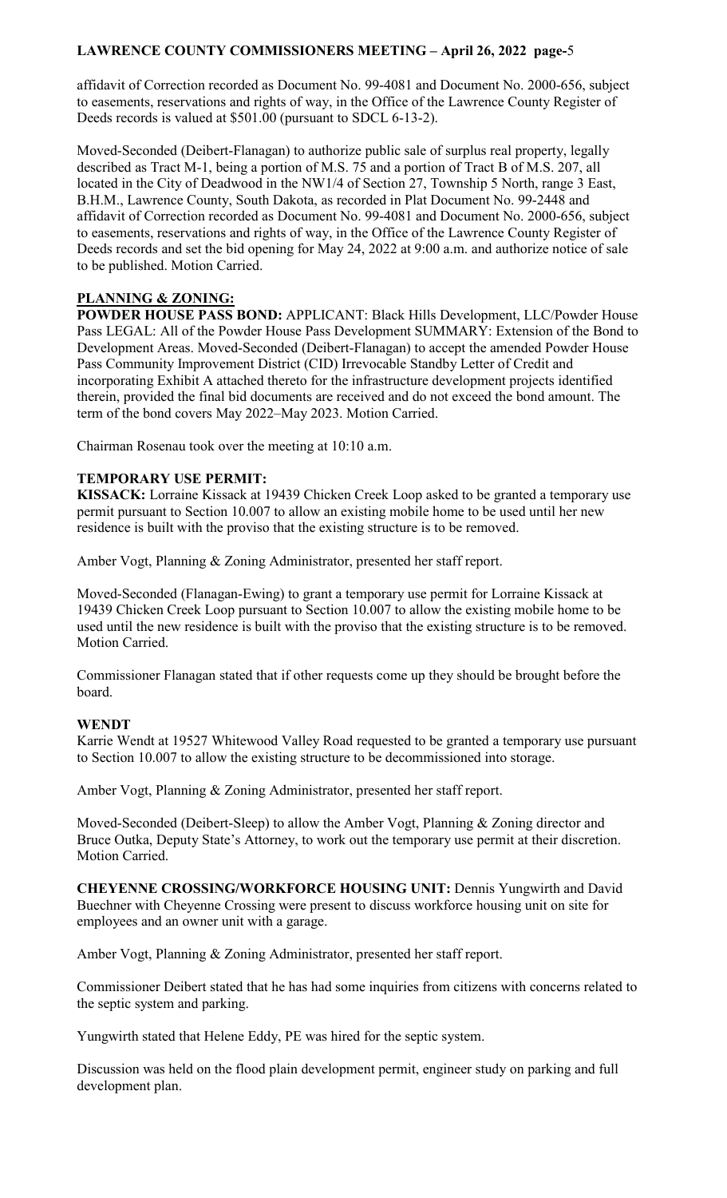affidavit of Correction recorded as Document No. 99-4081 and Document No. 2000-656, subject to easements, reservations and rights of way, in the Office of the Lawrence County Register of Deeds records is valued at $501.00 (pursuant to SDCL 6-13-2).

Moved-Seconded (Deibert-Flanagan) to authorize public sale of surplus real property, legally described as Tract M-1, being a portion of M.S. 75 and a portion of Tract B of M.S. 207, all located in the City of Deadwood in the NW1/4 of Section 27, Township 5 North, range 3 East, B.H.M., Lawrence County, South Dakota, as recorded in Plat Document No. 99-2448 and affidavit of Correction recorded as Document No. 99-4081 and Document No. 2000-656, subject to easements, reservations and rights of way, in the Office of the Lawrence County Register of Deeds records and set the bid opening for May 24, 2022 at 9:00 a.m. and authorize notice of sale to be published. Motion Carried.

**PLANNING & ZONING:**

**POWDER HOUSE PASS BOND:** APPLICANT: Black Hills Development, LLC/Powder House Pass LEGAL: All of the Powder House Pass Development SUMMARY: Extension of the Bond to Development Areas. Moved-Seconded (Deibert-Flanagan) to accept the amended Powder House Pass Community Improvement District (CID) Irrevocable Standby Letter of Credit and incorporating Exhibit A attached thereto for the infrastructure development projects identified therein, provided the final bid documents are received and do not exceed the bond amount. The term of the bond covers May 2022–May 2023. Motion Carried.

Chairman Rosenau took over the meeting at 10:10 a.m.

**TEMPORARY USE PERMIT:**

**KISSACK:** Lorraine Kissack at 19439 Chicken Creek Loop asked to be granted a temporary use permit pursuant to Section 10.007 to allow an existing mobile home to be used until her new residence is built with the proviso that the existing structure is to be removed.

Amber Vogt, Planning & Zoning Administrator, presented her staff report.

Moved-Seconded (Flanagan-Ewing) to grant a temporary use permit for Lorraine Kissack at 19439 Chicken Creek Loop pursuant to Section 10.007 to allow the existing mobile home to be used until the new residence is built with the proviso that the existing structure is to be removed. Motion Carried.

Commissioner Flanagan stated that if other requests come up they should be brought before the board.

**WENDT**

Karrie Wendt at 19527 Whitewood Valley Road requested to be granted a temporary use pursuant to Section 10.007 to allow the existing structure to be decommissioned into storage.

Amber Vogt, Planning & Zoning Administrator, presented her staff report.

Moved-Seconded (Deibert-Sleep) to allow the Amber Vogt, Planning & Zoning director and Bruce Outka, Deputy State's Attorney, to work out the temporary use permit at their discretion. Motion Carried.

**CHEYENNE CROSSING/WORKFORCE HOUSING UNIT:** Dennis Yungwirth and David Buechner with Cheyenne Crossing were present to discuss workforce housing unit on site for employees and an owner unit with a garage.

Amber Vogt, Planning & Zoning Administrator, presented her staff report.

Commissioner Deibert stated that he has had some inquiries from citizens with concerns related to the septic system and parking.

Yungwirth stated that Helene Eddy, PE was hired for the septic system.

Discussion was held on the flood plain development permit, engineer study on parking and full development plan.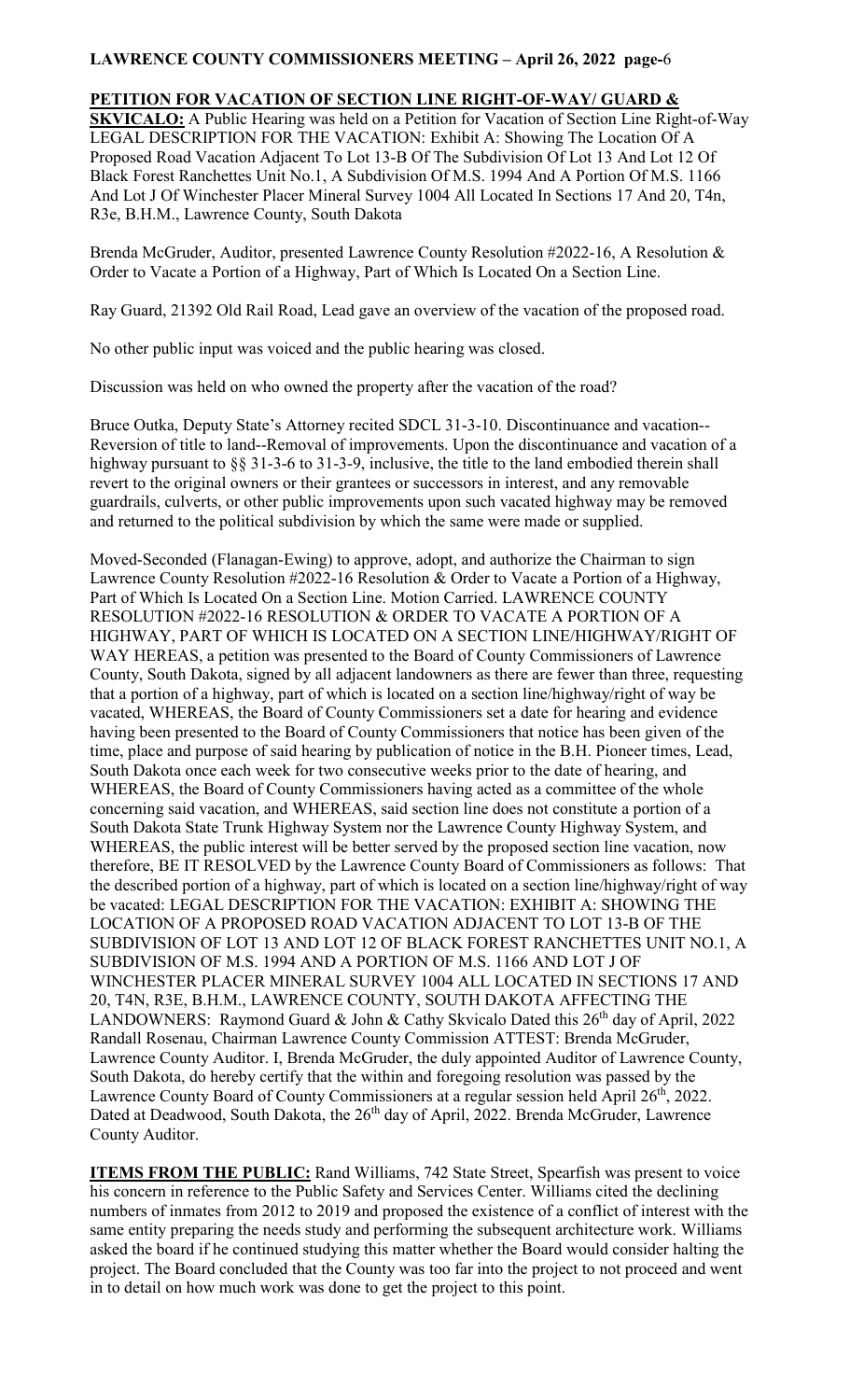**PETITION FOR VACATION OF SECTION LINE RIGHT-OF-WAY/ GUARD & SKVICALO:** A Public Hearing was held on a Petition for Vacation of Section Line Right-of-Way LEGAL DESCRIPTION FOR THE VACATION: Exhibit A: Showing The Location Of A Proposed Road Vacation Adjacent To Lot 13-B Of The Subdivision Of Lot 13 And Lot 12 Of Black Forest Ranchettes Unit No.1, A Subdivision Of M.S. 1994 And A Portion Of M.S. 1166 And Lot J Of Winchester Placer Mineral Survey 1004 All Located In Sections 17 And 20, T4n, R3e, B.H.M., Lawrence County, South Dakota

Brenda McGruder, Auditor, presented Lawrence County Resolution #2022-16, A Resolution & Order to Vacate a Portion of a Highway, Part of Which Is Located On a Section Line.

Ray Guard, 21392 Old Rail Road, Lead gave an overview of the vacation of the proposed road.

No other public input was voiced and the public hearing was closed.

Discussion was held on who owned the property after the vacation of the road?

Bruce Outka, Deputy State's Attorney recited SDCL 31-3-10. Discontinuance and vacation--Reversion of title to land--Removal of improvements. Upon the discontinuance and vacation of a highway pursuant to §§ 31-3-6 to 31-3-9, inclusive, the title to the land embodied therein shall revert to the original owners or their grantees or successors in interest, and any removable guardrails, culverts, or other public improvements upon such vacated highway may be removed and returned to the political subdivision by which the same were made or supplied.

Moved-Seconded (Flanagan-Ewing) to approve, adopt, and authorize the Chairman to sign Lawrence County Resolution #2022-16 Resolution & Order to Vacate a Portion of a Highway, Part of Which Is Located On a Section Line. Motion Carried. LAWRENCE COUNTY RESOLUTION #2022-16 RESOLUTION & ORDER TO VACATE A PORTION OF A HIGHWAY, PART OF WHICH IS LOCATED ON A SECTION LINE/HIGHWAY/RIGHT OF WAY HEREAS, a petition was presented to the Board of County Commissioners of Lawrence County, South Dakota, signed by all adjacent landowners as there are fewer than three, requesting that a portion of a highway, part of which is located on a section line/highway/right of way be vacated, WHEREAS, the Board of County Commissioners set a date for hearing and evidence having been presented to the Board of County Commissioners that notice has been given of the time, place and purpose of said hearing by publication of notice in the B.H. Pioneer times, Lead, South Dakota once each week for two consecutive weeks prior to the date of hearing, and WHEREAS, the Board of County Commissioners having acted as a committee of the whole concerning said vacation, and WHEREAS, said section line does not constitute a portion of a South Dakota State Trunk Highway System nor the Lawrence County Highway System, and WHEREAS, the public interest will be better served by the proposed section line vacation, now therefore, BE IT RESOLVED by the Lawrence County Board of Commissioners as follows: That the described portion of a highway, part of which is located on a section line/highway/right of way be vacated: LEGAL DESCRIPTION FOR THE VACATION: EXHIBIT A: SHOWING THE LOCATION OF A PROPOSED ROAD VACATION ADJACENT TO LOT 13-B OF THE SUBDIVISION OF LOT 13 AND LOT 12 OF BLACK FOREST RANCHETTES UNIT NO.1, A SUBDIVISION OF M.S. 1994 AND A PORTION OF M.S. 1166 AND LOT J OF WINCHESTER PLACER MINERAL SURVEY 1004 ALL LOCATED IN SECTIONS 17 AND 20, T4N, R3E, B.H.M., LAWRENCE COUNTY, SOUTH DAKOTA AFFECTING THE LANDOWNERS: Raymond Guard & John & Cathy Skvicalo Dated this 26th day of April, 2022 Randall Rosenau, Chairman Lawrence County Commission ATTEST: Brenda McGruder, Lawrence County Auditor. I, Brenda McGruder, the duly appointed Auditor of Lawrence County, South Dakota, do hereby certify that the within and foregoing resolution was passed by the Lawrence County Board of County Commissioners at a regular session held April 26th, 2022. Dated at Deadwood, South Dakota, the 26th day of April, 2022. Brenda McGruder, Lawrence County Auditor.

**ITEMS FROM THE PUBLIC:** Rand Williams, 742 State Street, Spearfish was present to voice his concern in reference to the Public Safety and Services Center. Williams cited the declining numbers of inmates from 2012 to 2019 and proposed the existence of a conflict of interest with the same entity preparing the needs study and performing the subsequent architecture work. Williams asked the board if he continued studying this matter whether the Board would consider halting the project. The Board concluded that the County was too far into the project to not proceed and went in to detail on how much work was done to get the project to this point.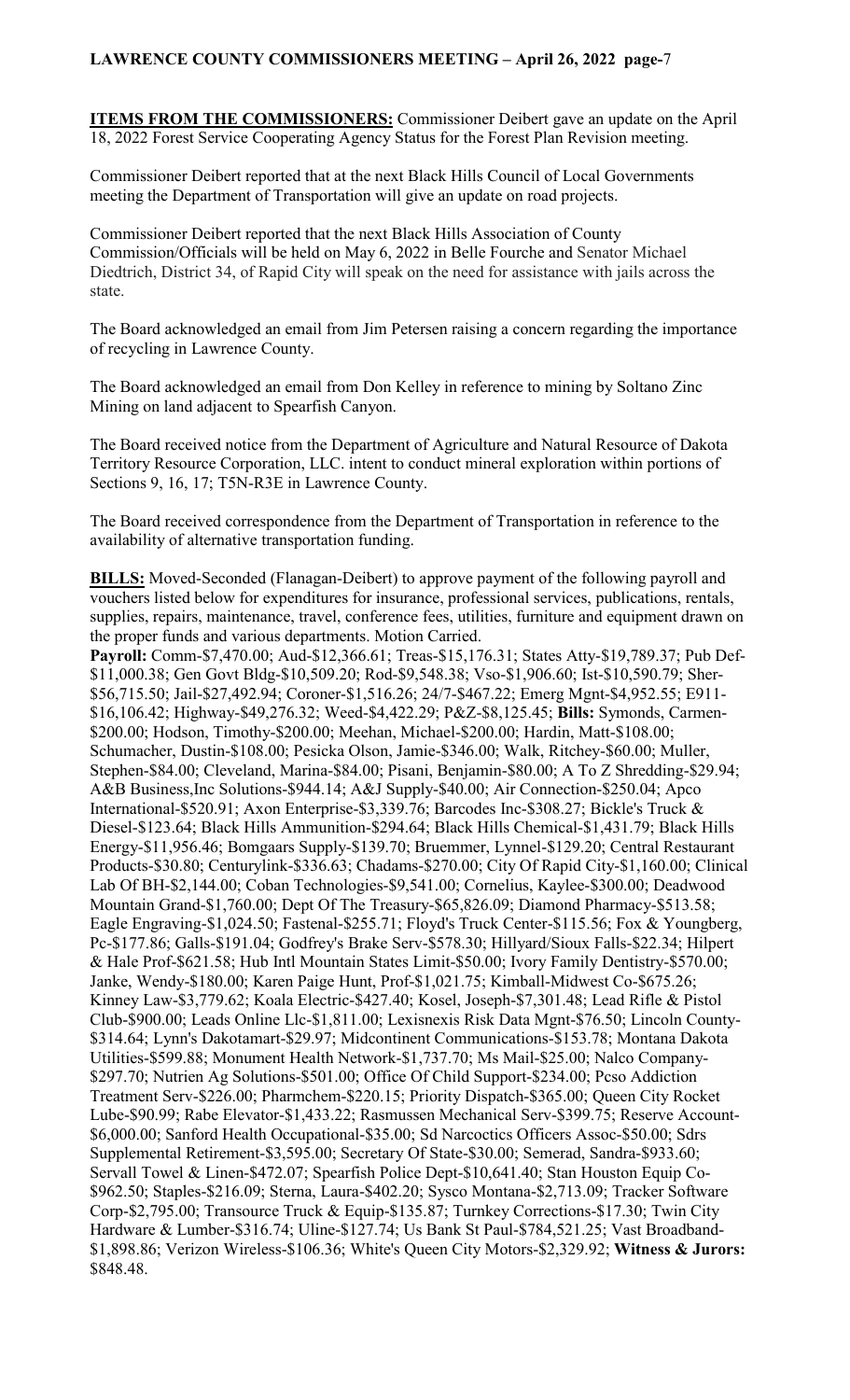**ITEMS FROM THE COMMISSIONERS:** Commissioner Deibert gave an update on the April 18, 2022 Forest Service Cooperating Agency Status for the Forest Plan Revision meeting.

Commissioner Deibert reported that at the next Black Hills Council of Local Governments meeting the Department of Transportation will give an update on road projects.

Commissioner Deibert reported that the next Black Hills Association of County Commission/Officials will be held on May 6, 2022 in Belle Fourche and Senator Michael Diedtrich, District 34, of Rapid City will speak on the need for assistance with jails across the state.

The Board acknowledged an email from Jim Petersen raising a concern regarding the importance of recycling in Lawrence County.

The Board acknowledged an email from Don Kelley in reference to mining by Soltano Zinc Mining on land adjacent to Spearfish Canyon.

The Board received notice from the Department of Agriculture and Natural Resource of Dakota Territory Resource Corporation, LLC. intent to conduct mineral exploration within portions of Sections 9, 16, 17; T5N-R3E in Lawrence County.

The Board received correspondence from the Department of Transportation in reference to the availability of alternative transportation funding.

**BILLS:** Moved-Seconded (Flanagan-Deibert) to approve payment of the following payroll and vouchers listed below for expenditures for insurance, professional services, publications, rentals, supplies, repairs, maintenance, travel, conference fees, utilities, furniture and equipment drawn on the proper funds and various departments. Motion Carried.

**Payroll:** Comm-$7,470.00; Aud-$12,366.61; Treas-$15,176.31; States Atty-$19,789.37; Pub Def-$11,000.38; Gen Govt Bldg-$10,509.20; Rod-$9,548.38; Vso-$1,906.60; Ist-$10,590.79; Sher-$56,715.50; Jail-$27,492.94; Coroner-$1,516.26; 24/7-$467.22; Emerg Mgnt-$4,952.55; E911-$16,106.42; Highway-$49,276.32; Weed-$4,422.29; P&Z-$8,125.45; **Bills:** Symonds, Carmen-$200.00; Hodson, Timothy-$200.00; Meehan, Michael-$200.00; Hardin, Matt-$108.00; Schumacher, Dustin-$108.00; Pesicka Olson, Jamie-$346.00; Walk, Ritchey-$60.00; Muller, Stephen-$84.00; Cleveland, Marina-$84.00; Pisani, Benjamin-$80.00; A To Z Shredding-$29.94; A&B Business,Inc Solutions-$944.14; A&J Supply-$40.00; Air Connection-$250.04; Apco International-$520.91; Axon Enterprise-$3,339.76; Barcodes Inc-$308.27; Bickle's Truck & Diesel-$123.64; Black Hills Ammunition-$294.64; Black Hills Chemical-$1,431.79; Black Hills Energy-$11,956.46; Bomgaars Supply-$139.70; Bruemmer, Lynnel-$129.20; Central Restaurant Products-$30.80; Centurylink-$336.63; Chadams-$270.00; City Of Rapid City-$1,160.00; Clinical Lab Of BH-$2,144.00; Coban Technologies-$9,541.00; Cornelius, Kaylee-$300.00; Deadwood Mountain Grand-$1,760.00; Dept Of The Treasury-$65,826.09; Diamond Pharmacy-$513.58; Eagle Engraving-$1,024.50; Fastenal-$255.71; Floyd's Truck Center-$115.56; Fox & Youngberg, Pc-$177.86; Galls-$191.04; Godfrey's Brake Serv-$578.30; Hillyard/Sioux Falls-$22.34; Hilpert & Hale Prof-$621.58; Hub Intl Mountain States Limit-$50.00; Ivory Family Dentistry-$570.00; Janke, Wendy-$180.00; Karen Paige Hunt, Prof-$1,021.75; Kimball-Midwest Co-$675.26; Kinney Law-$3,779.62; Koala Electric-$427.40; Kosel, Joseph-$7,301.48; Lead Rifle & Pistol Club-$900.00; Leads Online Llc-$1,811.00; Lexisnexis Risk Data Mgnt-$76.50; Lincoln County-$314.64; Lynn's Dakotamart-$29.97; Midcontinent Communications-$153.78; Montana Dakota Utilities-$599.88; Monument Health Network-$1,737.70; Ms Mail-$25.00; Nalco Company-$297.70; Nutrien Ag Solutions-$501.00; Office Of Child Support-$234.00; Pcso Addiction Treatment Serv-$226.00; Pharmchem-$220.15; Priority Dispatch-$365.00; Queen City Rocket Lube-$90.99; Rabe Elevator-$1,433.22; Rasmussen Mechanical Serv-$399.75; Reserve Account-$6,000.00; Sanford Health Occupational-$35.00; Sd Narcoctics Officers Assoc-$50.00; Sdrs Supplemental Retirement-$3,595.00; Secretary Of State-$30.00; Semerad, Sandra-$933.60; Servall Towel & Linen-$472.07; Spearfish Police Dept-$10,641.40; Stan Houston Equip Co-$962.50; Staples-$216.09; Sterna, Laura-$402.20; Sysco Montana-$2,713.09; Tracker Software Corp-$2,795.00; Transource Truck & Equip-$135.87; Turnkey Corrections-$17.30; Twin City Hardware & Lumber-$316.74; Uline-$127.74; Us Bank St Paul-$784,521.25; Vast Broadband-$1,898.86; Verizon Wireless-$106.36; White's Queen City Motors-$2,329.92; **Witness & Jurors:** $848.48.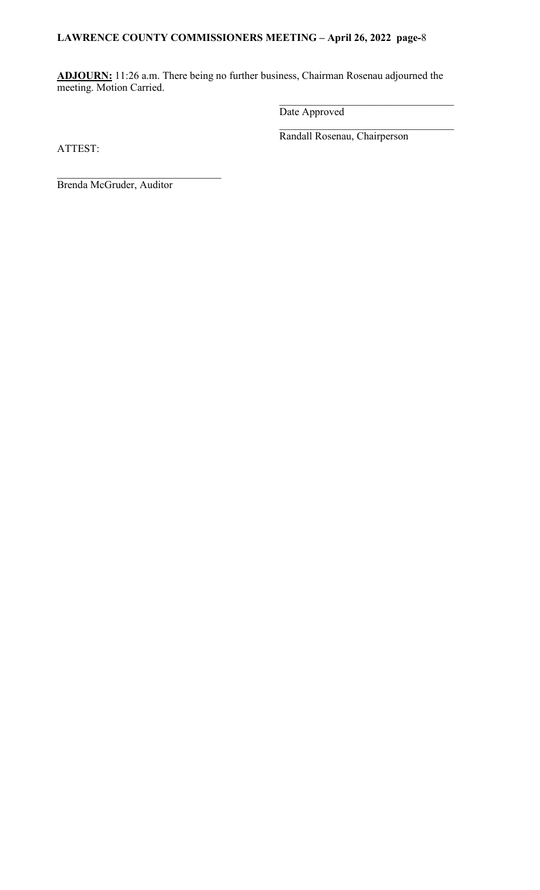**ADJOURN:** 11:26 a.m. There being no further business, Chairman Rosenau adjourned the meeting. Motion Carried.

\_\_\_\_\_\_\_\_\_\_\_\_\_\_\_\_\_\_\_\_\_\_\_\_\_\_\_\_\_\_\_\_
Date Approved

\_\_\_\_\_\_\_\_\_\_\_\_\_\_\_\_\_\_\_\_\_\_\_\_\_\_\_\_\_\_\_\_
Randall Rosenau, Chairperson

ATTEST:

\_\_\_\_\_\_\_\_\_\_\_\_\_\_\_\_\_\_\_\_\_\_\_\_\_\_\_\_\_\_\_\_
Brenda McGruder, Auditor